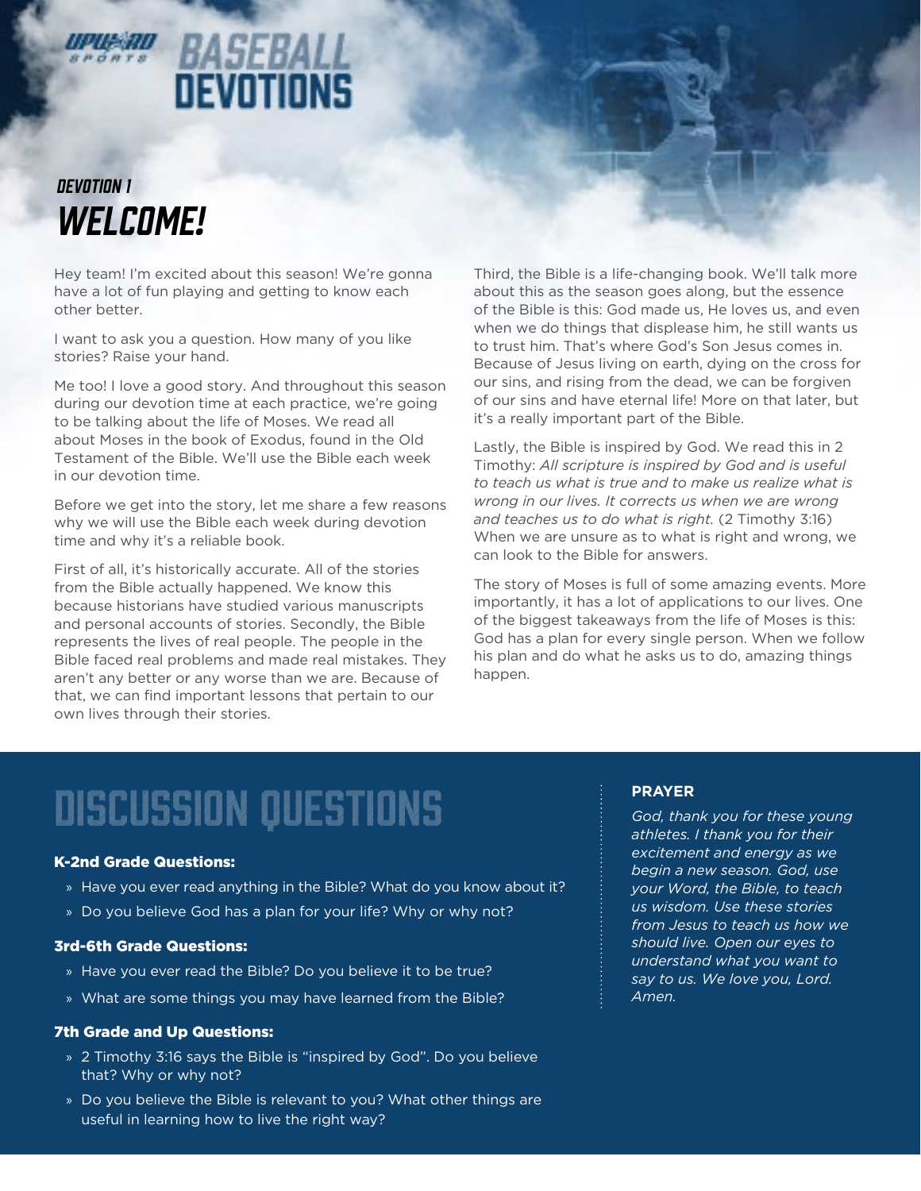# BASEBALL DEVOTIONS

## DEVOTION 1

# WELCOME!

Hey team! I'm excited about this season! We're gonna have a lot of fun playing and getting to know each other better.

I want to ask you a question. How many of you like stories? Raise your hand.

Me too! I love a good story. And throughout this season during our devotion time at each practice, we're going to be talking about the life of Moses. We read all about Moses in the book of Exodus, found in the Old Testament of the Bible. We'll use the Bible each week in our devotion time.

Before we get into the story, let me share a few reasons why we will use the Bible each week during devotion time and why it's a reliable book.

First of all, it's historically accurate. All of the stories from the Bible actually happened. We know this because historians have studied various manuscripts and personal accounts of stories. Secondly, the Bible represents the lives of real people. The people in the Bible faced real problems and made real mistakes. They aren't any better or any worse than we are. Because of that, we can find important lessons that pertain to our own lives through their stories.

Third, the Bible is a life-changing book. We'll talk more about this as the season goes along, but the essence of the Bible is this: God made us, He loves us, and even when we do things that displease him, he still wants us to trust him. That's where God's Son Jesus comes in. Because of Jesus living on earth, dying on the cross for our sins, and rising from the dead, we can be forgiven of our sins and have eternal life! More on that later, but it's a really important part of the Bible.

Lastly, the Bible is inspired by God. We read this in 2 Timothy: *All scripture is inspired by God and is useful to teach us what is true and to make us realize what is wrong in our lives. It corrects us when we are wrong and teaches us to do what is right.* (2 Timothy 3:16) When we are unsure as to what is right and wrong, we can look to the Bible for answers.

The story of Moses is full of some amazing events. More importantly, it has a lot of applications to our lives. One of the biggest takeaways from the life of Moses is this: God has a plan for every single person. When we follow his plan and do what he asks us to do, amazing things happen.

## DISCUSSION QUESTIONS

### K-2nd Grade Questions:

- Have you ever read anything in the Bible? What do you know about it?
- Do you believe God has a plan for your life? Why or why not?

### 3rd-6th Grade Questions:

- Have you ever read the Bible? Do you believe it to be true?
- What are some things you may have learned from the Bible?

### 7th Grade and Up Questions:

- 2 Timothy 3:16 says the Bible is "inspired by God". Do you believe that? Why or why not?
- Do you believe the Bible is relevant to you? What other things are useful in learning how to live the right way?

### PRAYER

*God, thank you for these young athletes. I thank you for their excitement and energy as we begin a new season. God, use your Word, the Bible, to teach us wisdom. Use these stories from Jesus to teach us how we should live. Open our eyes to understand what you want to say to us. We love you, Lord. Amen.*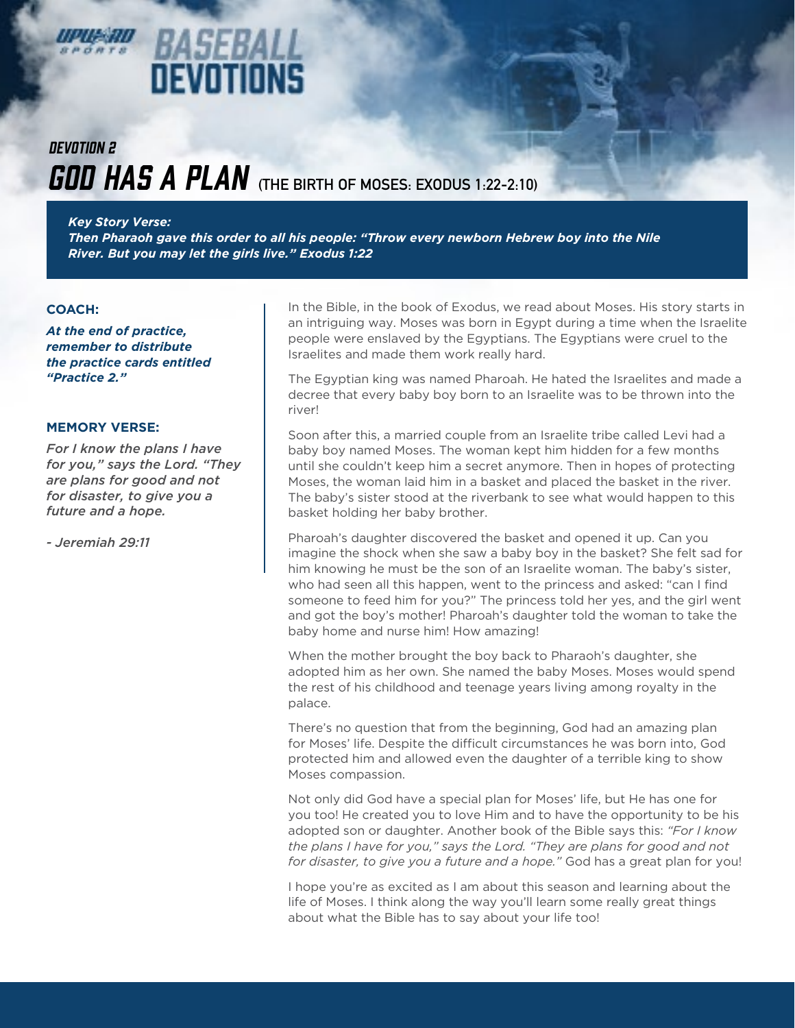# BASEBALL DEVOTIONS

## DEVOTION 2

# GOD HAS A PLAN (THE BIRTH OF MOSES: EXODUS 1:22-2:10)

***Key Story Verse:***
***Then Pharaoh gave this order to all his people: "Throw every newborn Hebrew boy into the Nile River. But you may let the girls live." Exodus 1:22***

**COACH:**

***At the end of practice, remember to distribute the practice cards entitled "Practice 2."***

**MEMORY VERSE:**

*For I know the plans I have for you," says the Lord. "They are plans for good and not for disaster, to give you a future and a hope.*

*- Jeremiah 29:11*

In the Bible, in the book of Exodus, we read about Moses. His story starts in an intriguing way. Moses was born in Egypt during a time when the Israelite people were enslaved by the Egyptians. The Egyptians were cruel to the Israelites and made them work really hard.

The Egyptian king was named Pharoah. He hated the Israelites and made a decree that every baby boy born to an Israelite was to be thrown into the river!

Soon after this, a married couple from an Israelite tribe called Levi had a baby boy named Moses. The woman kept him hidden for a few months until she couldn't keep him a secret anymore. Then in hopes of protecting Moses, the woman laid him in a basket and placed the basket in the river. The baby's sister stood at the riverbank to see what would happen to this basket holding her baby brother.

Pharoah's daughter discovered the basket and opened it up. Can you imagine the shock when she saw a baby boy in the basket? She felt sad for him knowing he must be the son of an Israelite woman. The baby's sister, who had seen all this happen, went to the princess and asked: "can I find someone to feed him for you?" The princess told her yes, and the girl went and got the boy's mother! Pharoah's daughter told the woman to take the baby home and nurse him! How amazing!

When the mother brought the boy back to Pharaoh's daughter, she adopted him as her own. She named the baby Moses. Moses would spend the rest of his childhood and teenage years living among royalty in the palace.

There's no question that from the beginning, God had an amazing plan for Moses' life. Despite the difficult circumstances he was born into, God protected him and allowed even the daughter of a terrible king to show Moses compassion.

Not only did God have a special plan for Moses' life, but He has one for you too! He created you to love Him and to have the opportunity to be his adopted son or daughter. Another book of the Bible says this: *"For I know the plans I have for you," says the Lord. "They are plans for good and not for disaster, to give you a future and a hope."* God has a great plan for you!

I hope you're as excited as I am about this season and learning about the life of Moses. I think along the way you'll learn some really great things about what the Bible has to say about your life too!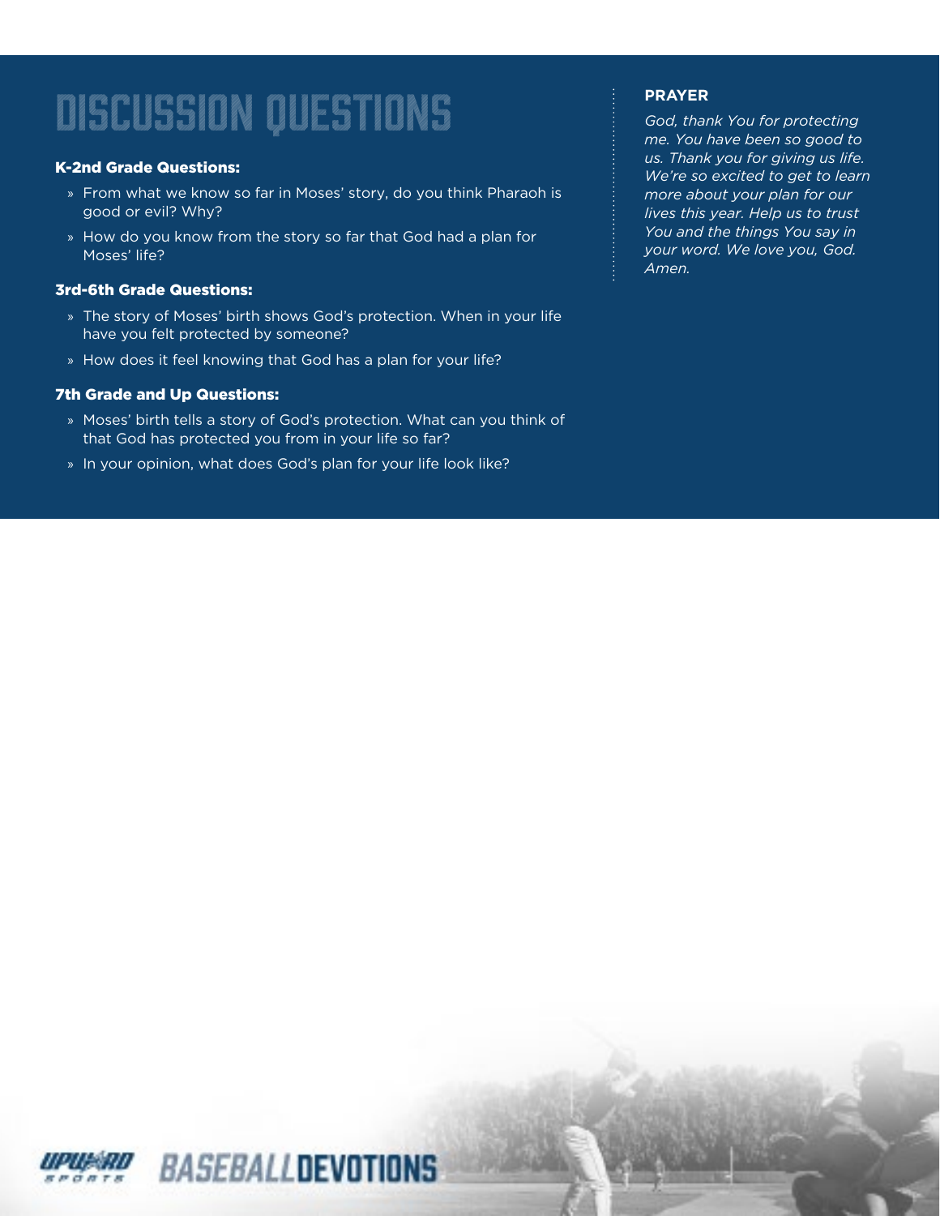# DISCUSSION QUESTIONS

### K-2nd Grade Questions:

- From what we know so far in Moses' story, do you think Pharaoh is good or evil? Why?
- How do you know from the story so far that God had a plan for Moses' life?

### 3rd-6th Grade Questions:

- The story of Moses' birth shows God's protection. When in your life have you felt protected by someone?
- How does it feel knowing that God has a plan for your life?

### 7th Grade and Up Questions:

- Moses' birth tells a story of God's protection. What can you think of that God has protected you from in your life so far?
- In your opinion, what does God's plan for your life look like?

**PRAYER**

*God, thank You for protecting me. You have been so good to us. Thank you for giving us life. We're so excited to get to learn more about your plan for our lives this year. Help us to trust You and the things You say in your word. We love you, God. Amen.*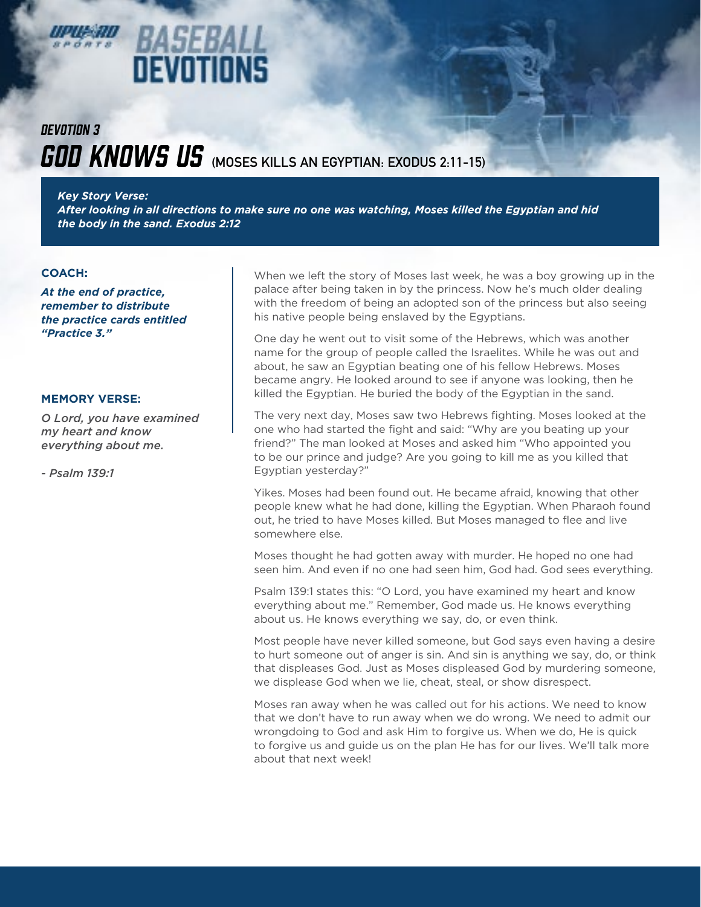# BASEBALL DEVOTIONS

## DEVOTION 3

# GOD KNOWS US (MOSES KILLS AN EGYPTIAN: EXODUS 2:11-15)

***Key Story Verse:***
***After looking in all directions to make sure no one was watching, Moses killed the Egyptian and hid the body in the sand. Exodus 2:12***

**COACH:**

***At the end of practice, remember to distribute the practice cards entitled "Practice 3."***

**MEMORY VERSE:**

*O Lord, you have examined my heart and know everything about me.*

*- Psalm 139:1*

When we left the story of Moses last week, he was a boy growing up in the palace after being taken in by the princess. Now he's much older dealing with the freedom of being an adopted son of the princess but also seeing his native people being enslaved by the Egyptians.

One day he went out to visit some of the Hebrews, which was another name for the group of people called the Israelites. While he was out and about, he saw an Egyptian beating one of his fellow Hebrews. Moses became angry. He looked around to see if anyone was looking, then he killed the Egyptian. He buried the body of the Egyptian in the sand.

The very next day, Moses saw two Hebrews fighting. Moses looked at the one who had started the fight and said: "Why are you beating up your friend?" The man looked at Moses and asked him "Who appointed you to be our prince and judge? Are you going to kill me as you killed that Egyptian yesterday?"

Yikes. Moses had been found out. He became afraid, knowing that other people knew what he had done, killing the Egyptian. When Pharaoh found out, he tried to have Moses killed. But Moses managed to flee and live somewhere else.

Moses thought he had gotten away with murder. He hoped no one had seen him. And even if no one had seen him, God had. God sees everything.

Psalm 139:1 states this: "O Lord, you have examined my heart and know everything about me." Remember, God made us. He knows everything about us. He knows everything we say, do, or even think.

Most people have never killed someone, but God says even having a desire to hurt someone out of anger is sin. And sin is anything we say, do, or think that displeases God. Just as Moses displeased God by murdering someone, we displease God when we lie, cheat, steal, or show disrespect.

Moses ran away when he was called out for his actions. We need to know that we don't have to run away when we do wrong. We need to admit our wrongdoing to God and ask Him to forgive us. When we do, He is quick to forgive us and guide us on the plan He has for our lives. We'll talk more about that next week!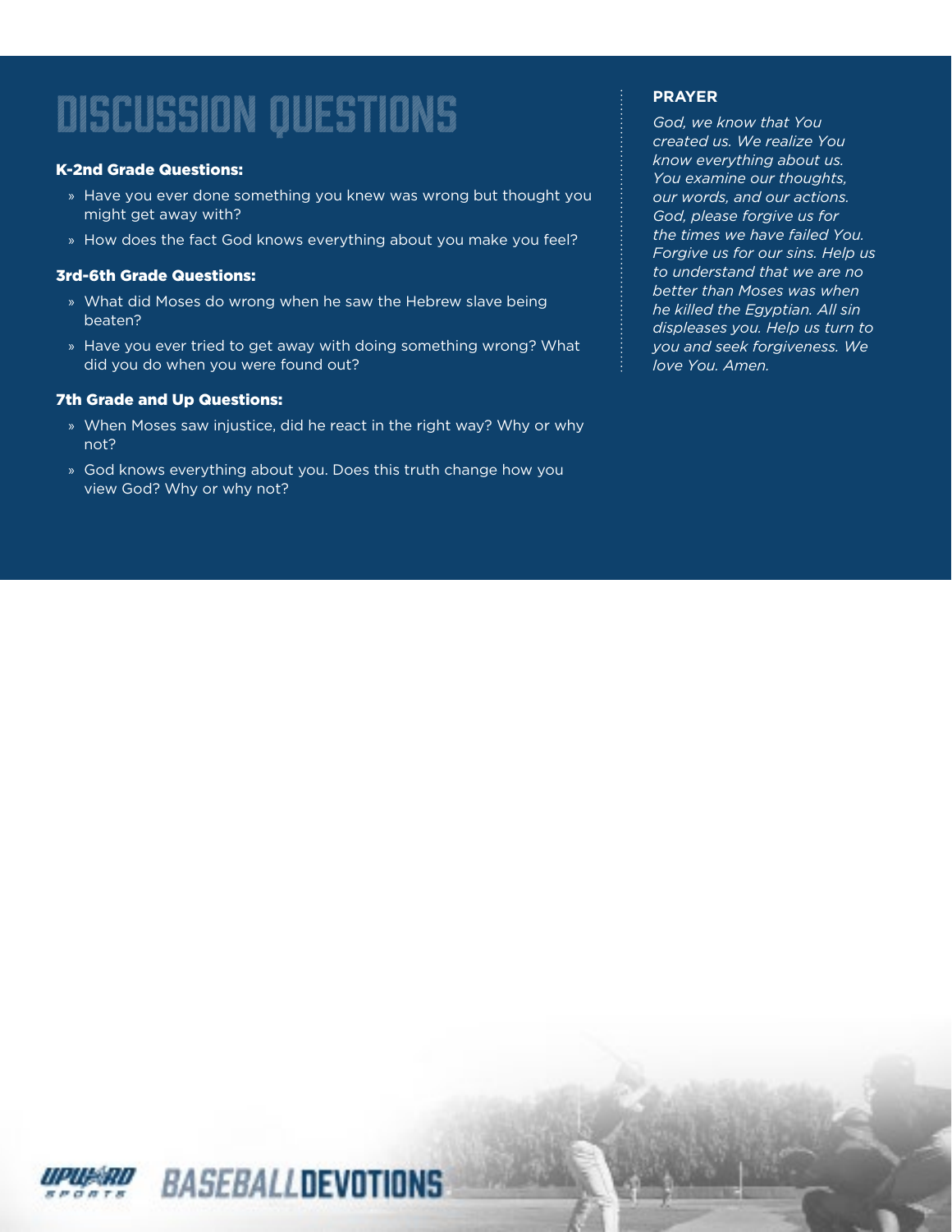# DISCUSSION QUESTIONS

### K-2nd Grade Questions:

- Have you ever done something you knew was wrong but thought you might get away with?
- How does the fact God knows everything about you make you feel?

### 3rd-6th Grade Questions:

- What did Moses do wrong when he saw the Hebrew slave being beaten?
- Have you ever tried to get away with doing something wrong? What did you do when you were found out?

### 7th Grade and Up Questions:

- When Moses saw injustice, did he react in the right way? Why or why not?
- God knows everything about you. Does this truth change how you view God? Why or why not?

**PRAYER**

*God, we know that You created us. We realize You know everything about us. You examine our thoughts, our words, and our actions. God, please forgive us for the times we have failed You. Forgive us for our sins. Help us to understand that we are no better than Moses was when he killed the Egyptian. All sin displeases you. Help us turn to you and seek forgiveness. We love You. Amen.*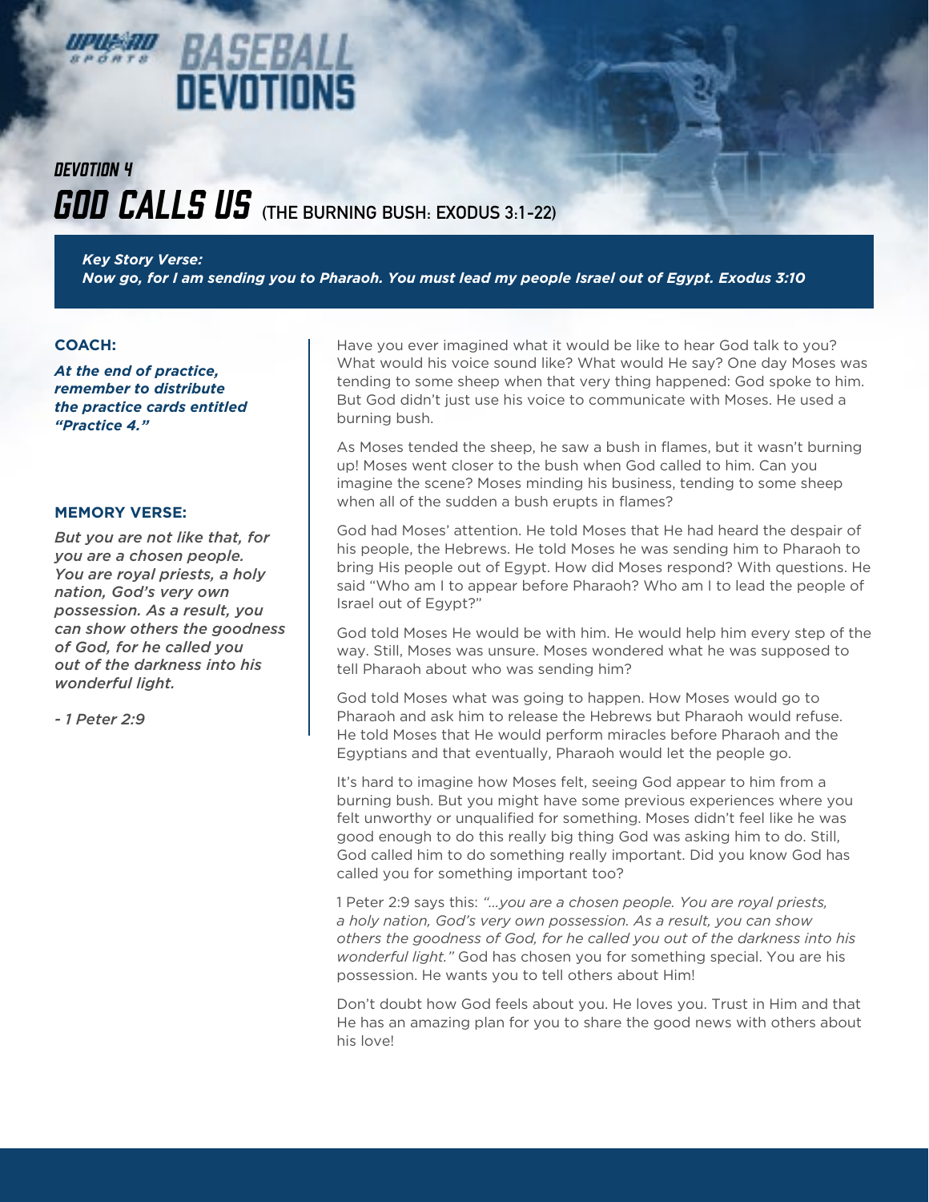# BASEBALL DEVOTIONS

## DEVOTION 4

# GOD CALLS US (THE BURNING BUSH: EXODUS 3:1-22)

***Key Story Verse:***
***Now go, for I am sending you to Pharaoh. You must lead my people Israel out of Egypt. Exodus 3:10***

**COACH:**

***At the end of practice, remember to distribute the practice cards entitled "Practice 4."***

**MEMORY VERSE:**

*But you are not like that, for you are a chosen people. You are royal priests, a holy nation, God's very own possession. As a result, you can show others the goodness of God, for he called you out of the darkness into his wonderful light.*

*- 1 Peter 2:9*

Have you ever imagined what it would be like to hear God talk to you? What would his voice sound like? What would He say? One day Moses was tending to some sheep when that very thing happened: God spoke to him. But God didn't just use his voice to communicate with Moses. He used a burning bush.

As Moses tended the sheep, he saw a bush in flames, but it wasn't burning up! Moses went closer to the bush when God called to him. Can you imagine the scene? Moses minding his business, tending to some sheep when all of the sudden a bush erupts in flames?

God had Moses' attention. He told Moses that He had heard the despair of his people, the Hebrews. He told Moses he was sending him to Pharaoh to bring His people out of Egypt. How did Moses respond? With questions. He said "Who am I to appear before Pharaoh? Who am I to lead the people of Israel out of Egypt?"

God told Moses He would be with him. He would help him every step of the way. Still, Moses was unsure. Moses wondered what he was supposed to tell Pharaoh about who was sending him?

God told Moses what was going to happen. How Moses would go to Pharaoh and ask him to release the Hebrews but Pharaoh would refuse. He told Moses that He would perform miracles before Pharaoh and the Egyptians and that eventually, Pharaoh would let the people go.

It's hard to imagine how Moses felt, seeing God appear to him from a burning bush. But you might have some previous experiences where you felt unworthy or unqualified for something. Moses didn't feel like he was good enough to do this really big thing God was asking him to do. Still, God called him to do something really important. Did you know God has called you for something important too?

1 Peter 2:9 says this: *"...you are a chosen people. You are royal priests, a holy nation, God's very own possession. As a result, you can show others the goodness of God, for he called you out of the darkness into his wonderful light."* God has chosen you for something special. You are his possession. He wants you to tell others about Him!

Don't doubt how God feels about you. He loves you. Trust in Him and that He has an amazing plan for you to share the good news with others about his love!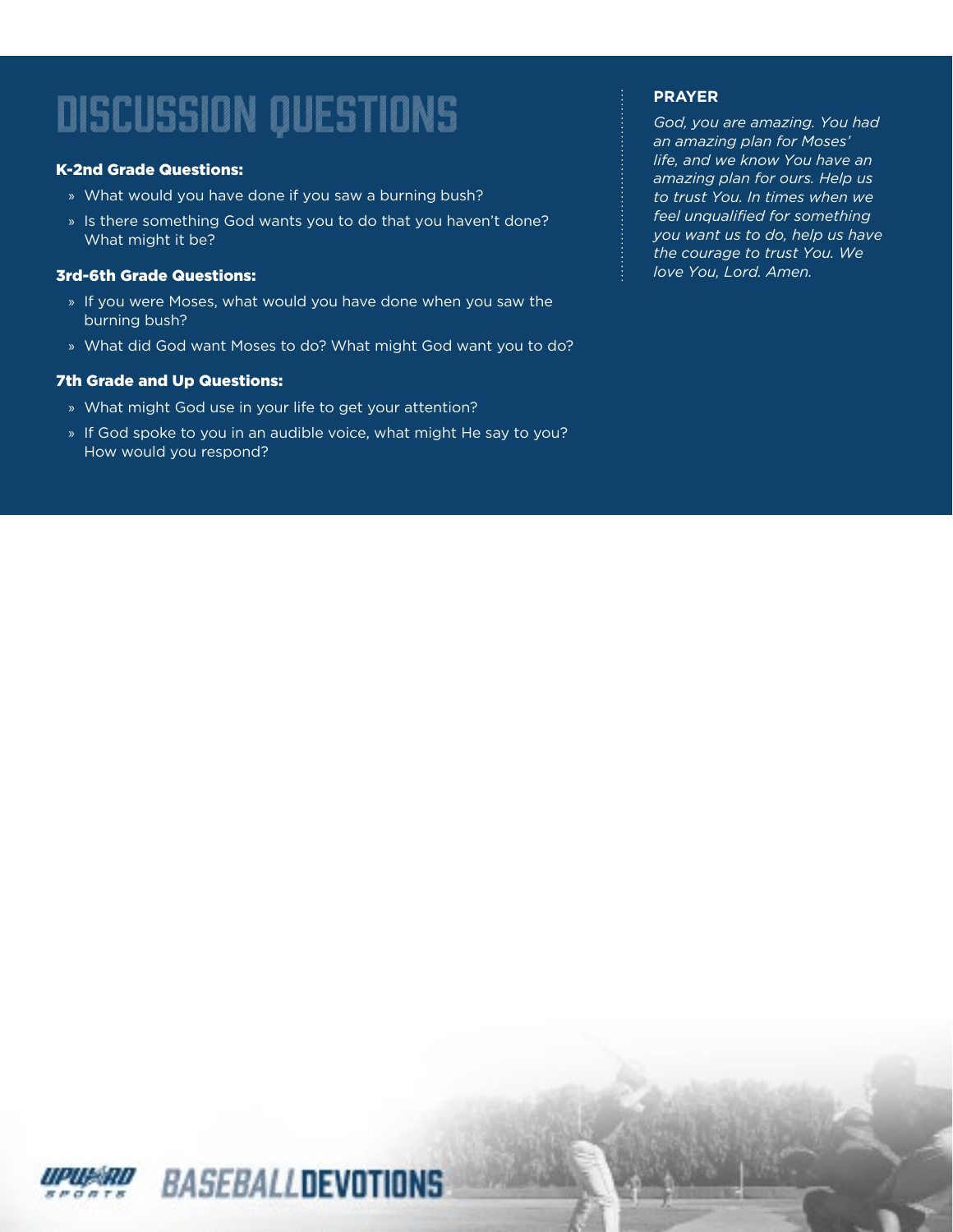# DISCUSSION QUESTIONS

### K-2nd Grade Questions:

- What would you have done if you saw a burning bush?
- Is there something God wants you to do that you haven't done? What might it be?

### 3rd-6th Grade Questions:

- If you were Moses, what would you have done when you saw the burning bush?
- What did God want Moses to do? What might God want you to do?

### 7th Grade and Up Questions:

- What might God use in your life to get your attention?
- If God spoke to you in an audible voice, what might He say to you? How would you respond?

**PRAYER**

*God, you are amazing. You had an amazing plan for Moses' life, and we know You have an amazing plan for ours. Help us to trust You. In times when we feel unqualified for something you want us to do, help us have the courage to trust You. We love You, Lord. Amen.*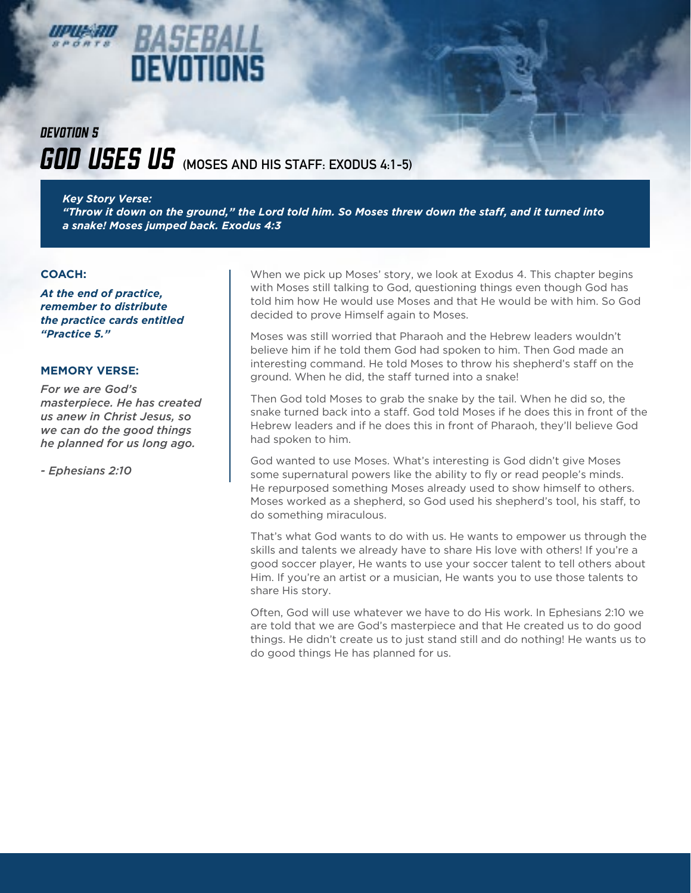# BASEBALL DEVOTIONS

## DEVOTION 5

# GOD USES US (MOSES AND HIS STAFF: EXODUS 4:1-5)

***Key Story Verse:***
***"Throw it down on the ground," the Lord told him. So Moses threw down the staff, and it turned into a snake! Moses jumped back. Exodus 4:3***

**COACH:**

***At the end of practice, remember to distribute the practice cards entitled "Practice 5."***

**MEMORY VERSE:**

*For we are God's masterpiece. He has created us anew in Christ Jesus, so we can do the good things he planned for us long ago.*

*- Ephesians 2:10*

When we pick up Moses' story, we look at Exodus 4. This chapter begins with Moses still talking to God, questioning things even though God has told him how He would use Moses and that He would be with him. So God decided to prove Himself again to Moses.

Moses was still worried that Pharaoh and the Hebrew leaders wouldn't believe him if he told them God had spoken to him. Then God made an interesting command. He told Moses to throw his shepherd's staff on the ground. When he did, the staff turned into a snake!

Then God told Moses to grab the snake by the tail. When he did so, the snake turned back into a staff. God told Moses if he does this in front of the Hebrew leaders and if he does this in front of Pharaoh, they'll believe God had spoken to him.

God wanted to use Moses. What's interesting is God didn't give Moses some supernatural powers like the ability to fly or read people's minds. He repurposed something Moses already used to show himself to others. Moses worked as a shepherd, so God used his shepherd's tool, his staff, to do something miraculous.

That's what God wants to do with us. He wants to empower us through the skills and talents we already have to share His love with others! If you're a good soccer player, He wants to use your soccer talent to tell others about Him. If you're an artist or a musician, He wants you to use those talents to share His story.

Often, God will use whatever we have to do His work. In Ephesians 2:10 we are told that we are God's masterpiece and that He created us to do good things. He didn't create us to just stand still and do nothing! He wants us to do good things He has planned for us.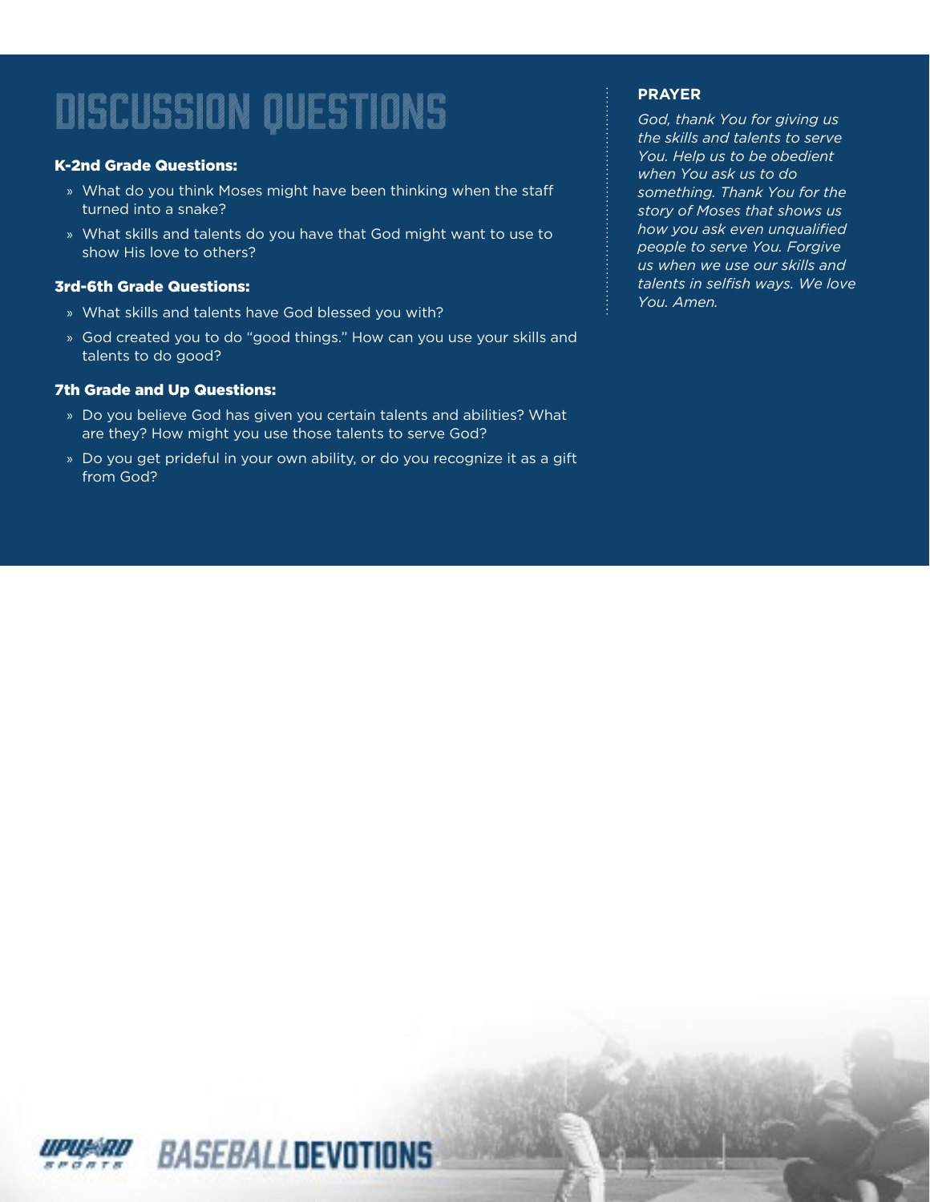# DISCUSSION QUESTIONS

### K-2nd Grade Questions:

- What do you think Moses might have been thinking when the staff turned into a snake?
- What skills and talents do you have that God might want to use to show His love to others?

### 3rd-6th Grade Questions:

- What skills and talents have God blessed you with?
- God created you to do "good things." How can you use your skills and talents to do good?

### 7th Grade and Up Questions:

- Do you believe God has given you certain talents and abilities? What are they? How might you use those talents to serve God?
- Do you get prideful in your own ability, or do you recognize it as a gift from God?

**PRAYER**

*God, thank You for giving us the skills and talents to serve You. Help us to be obedient when You ask us to do something. Thank You for the story of Moses that shows us how you ask even unqualified people to serve You. Forgive us when we use our skills and talents in selfish ways. We love You. Amen.*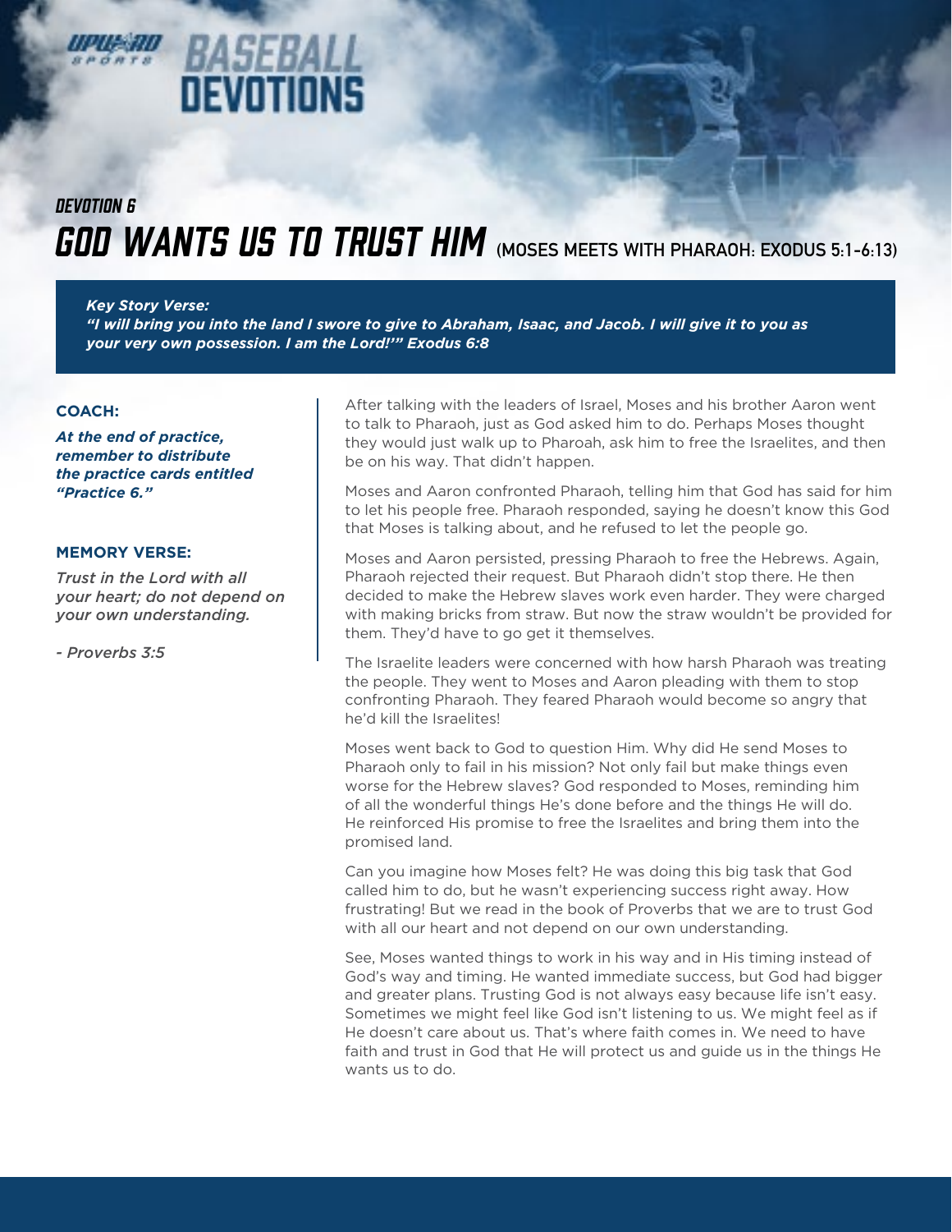# BASEBALL DEVOTIONS

## DEVOTION 6

# GOD WANTS US TO TRUST HIM (MOSES MEETS WITH PHARAOH: EXODUS 5:1-6:13)

***Key Story Verse:***
***"I will bring you into the land I swore to give to Abraham, Isaac, and Jacob. I will give it to you as your very own possession. I am the Lord!'" Exodus 6:8***

**COACH:**

***At the end of practice, remember to distribute the practice cards entitled "Practice 6."***

**MEMORY VERSE:**

*Trust in the Lord with all your heart; do not depend on your own understanding.*

*- Proverbs 3:5*

After talking with the leaders of Israel, Moses and his brother Aaron went to talk to Pharaoh, just as God asked him to do. Perhaps Moses thought they would just walk up to Pharoah, ask him to free the Israelites, and then be on his way. That didn't happen.

Moses and Aaron confronted Pharaoh, telling him that God has said for him to let his people free. Pharaoh responded, saying he doesn't know this God that Moses is talking about, and he refused to let the people go.

Moses and Aaron persisted, pressing Pharaoh to free the Hebrews. Again, Pharaoh rejected their request. But Pharaoh didn't stop there. He then decided to make the Hebrew slaves work even harder. They were charged with making bricks from straw. But now the straw wouldn't be provided for them. They'd have to go get it themselves.

The Israelite leaders were concerned with how harsh Pharaoh was treating the people. They went to Moses and Aaron pleading with them to stop confronting Pharaoh. They feared Pharaoh would become so angry that he'd kill the Israelites!

Moses went back to God to question Him. Why did He send Moses to Pharaoh only to fail in his mission? Not only fail but make things even worse for the Hebrew slaves? God responded to Moses, reminding him of all the wonderful things He's done before and the things He will do. He reinforced His promise to free the Israelites and bring them into the promised land.

Can you imagine how Moses felt? He was doing this big task that God called him to do, but he wasn't experiencing success right away. How frustrating! But we read in the book of Proverbs that we are to trust God with all our heart and not depend on our own understanding.

See, Moses wanted things to work in his way and in His timing instead of God's way and timing. He wanted immediate success, but God had bigger and greater plans. Trusting God is not always easy because life isn't easy. Sometimes we might feel like God isn't listening to us. We might feel as if He doesn't care about us. That's where faith comes in. We need to have faith and trust in God that He will protect us and guide us in the things He wants us to do.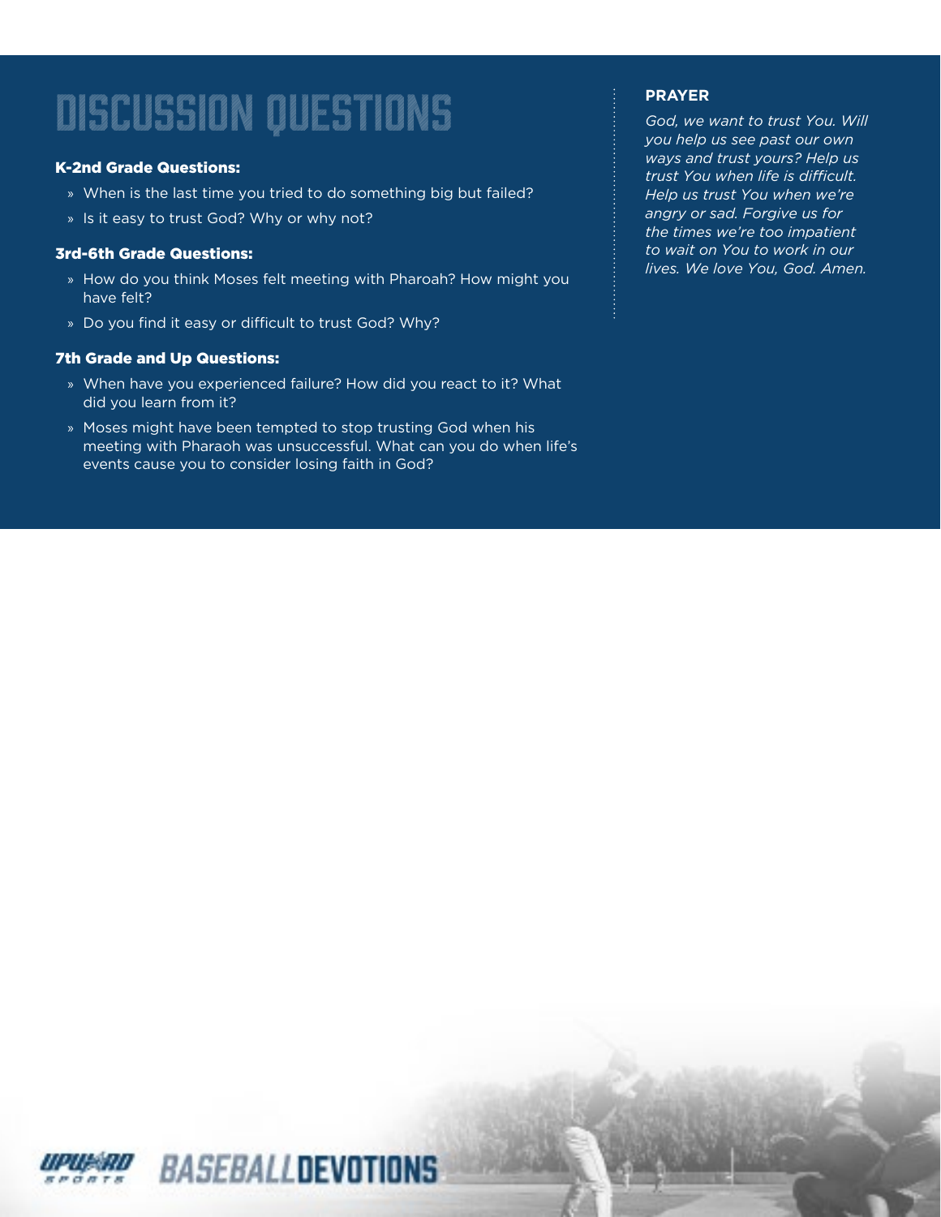# DISCUSSION QUESTIONS

### K-2nd Grade Questions:

- When is the last time you tried to do something big but failed?
- Is it easy to trust God? Why or why not?

### 3rd-6th Grade Questions:

- How do you think Moses felt meeting with Pharoah? How might you have felt?
- Do you find it easy or difficult to trust God? Why?

### 7th Grade and Up Questions:

- When have you experienced failure? How did you react to it? What did you learn from it?
- Moses might have been tempted to stop trusting God when his meeting with Pharaoh was unsuccessful. What can you do when life's events cause you to consider losing faith in God?

**PRAYER**

*God, we want to trust You. Will you help us see past our own ways and trust yours? Help us trust You when life is difficult. Help us trust You when we're angry or sad. Forgive us for the times we're too impatient to wait on You to work in our lives. We love You, God. Amen.*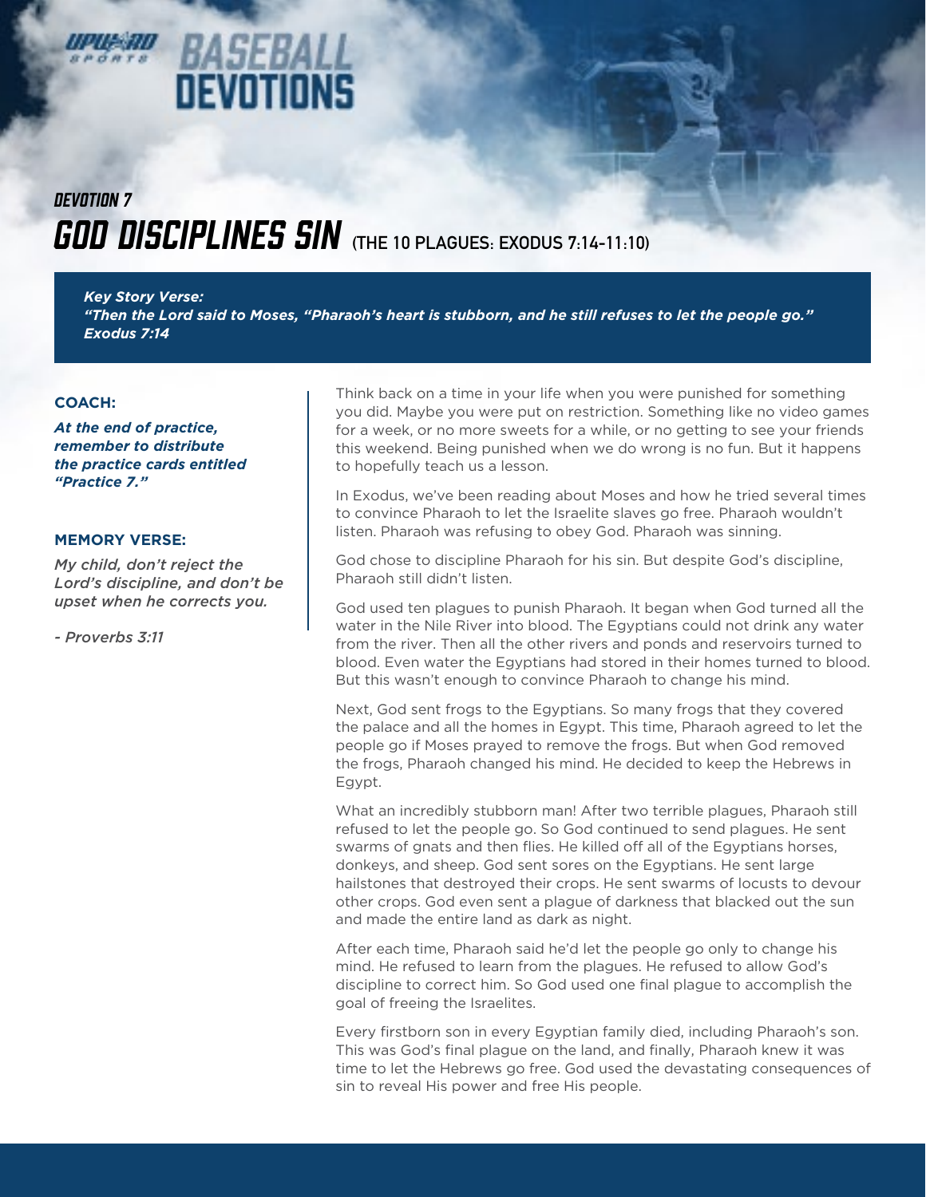# BASEBALL DEVOTIONS

## DEVOTION 7

# GOD DISCIPLINES SIN (THE 10 PLAGUES: EXODUS 7:14-11:10)

***Key Story Verse:***
***"Then the Lord said to Moses, "Pharaoh's heart is stubborn, and he still refuses to let the people go." Exodus 7:14***

**COACH:**

***At the end of practice, remember to distribute the practice cards entitled "Practice 7."***

**MEMORY VERSE:**

*My child, don't reject the Lord's discipline, and don't be upset when he corrects you.*

*- Proverbs 3:11*

Think back on a time in your life when you were punished for something you did. Maybe you were put on restriction. Something like no video games for a week, or no more sweets for a while, or no getting to see your friends this weekend. Being punished when we do wrong is no fun. But it happens to hopefully teach us a lesson.

In Exodus, we've been reading about Moses and how he tried several times to convince Pharaoh to let the Israelite slaves go free. Pharaoh wouldn't listen. Pharaoh was refusing to obey God. Pharaoh was sinning.

God chose to discipline Pharaoh for his sin. But despite God's discipline, Pharaoh still didn't listen.

God used ten plagues to punish Pharaoh. It began when God turned all the water in the Nile River into blood. The Egyptians could not drink any water from the river. Then all the other rivers and ponds and reservoirs turned to blood. Even water the Egyptians had stored in their homes turned to blood. But this wasn't enough to convince Pharaoh to change his mind.

Next, God sent frogs to the Egyptians. So many frogs that they covered the palace and all the homes in Egypt. This time, Pharaoh agreed to let the people go if Moses prayed to remove the frogs. But when God removed the frogs, Pharaoh changed his mind. He decided to keep the Hebrews in Egypt.

What an incredibly stubborn man! After two terrible plagues, Pharaoh still refused to let the people go. So God continued to send plagues. He sent swarms of gnats and then flies. He killed off all of the Egyptians horses, donkeys, and sheep. God sent sores on the Egyptians. He sent large hailstones that destroyed their crops. He sent swarms of locusts to devour other crops. God even sent a plague of darkness that blacked out the sun and made the entire land as dark as night.

After each time, Pharaoh said he'd let the people go only to change his mind. He refused to learn from the plagues. He refused to allow God's discipline to correct him. So God used one final plague to accomplish the goal of freeing the Israelites.

Every firstborn son in every Egyptian family died, including Pharaoh's son. This was God's final plague on the land, and finally, Pharaoh knew it was time to let the Hebrews go free. God used the devastating consequences of sin to reveal His power and free His people.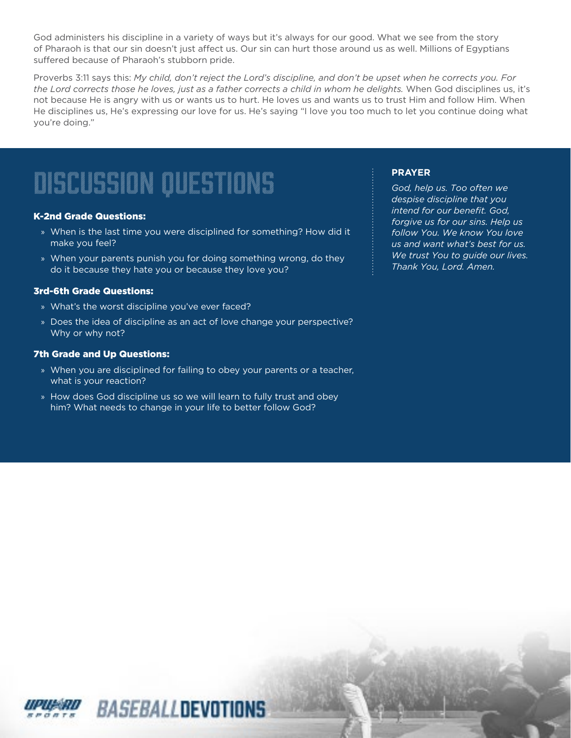God administers his discipline in a variety of ways but it's always for our good. What we see from the story of Pharaoh is that our sin doesn't just affect us. Our sin can hurt those around us as well. Millions of Egyptians suffered because of Pharaoh's stubborn pride.

Proverbs 3:11 says this: *My child, don't reject the Lord's discipline, and don't be upset when he corrects you. For the Lord corrects those he loves, just as a father corrects a child in whom he delights.* When God disciplines us, it's not because He is angry with us or wants us to hurt. He loves us and wants us to trust Him and follow Him. When He disciplines us, He's expressing our love for us. He's saying "I love you too much to let you continue doing what you're doing."

# DISCUSSION QUESTIONS

### K-2nd Grade Questions:

- When is the last time you were disciplined for something? How did it make you feel?
- When your parents punish you for doing something wrong, do they do it because they hate you or because they love you?

### 3rd-6th Grade Questions:

- What's the worst discipline you've ever faced?
- Does the idea of discipline as an act of love change your perspective? Why or why not?

### 7th Grade and Up Questions:

- When you are disciplined for failing to obey your parents or a teacher, what is your reaction?
- How does God discipline us so we will learn to fully trust and obey him? What needs to change in your life to better follow God?

### PRAYER

*God, help us. Too often we despise discipline that you intend for our benefit. God, forgive us for our sins. Help us follow You. We know You love us and want what's best for us. We trust You to guide our lives. Thank You, Lord. Amen.*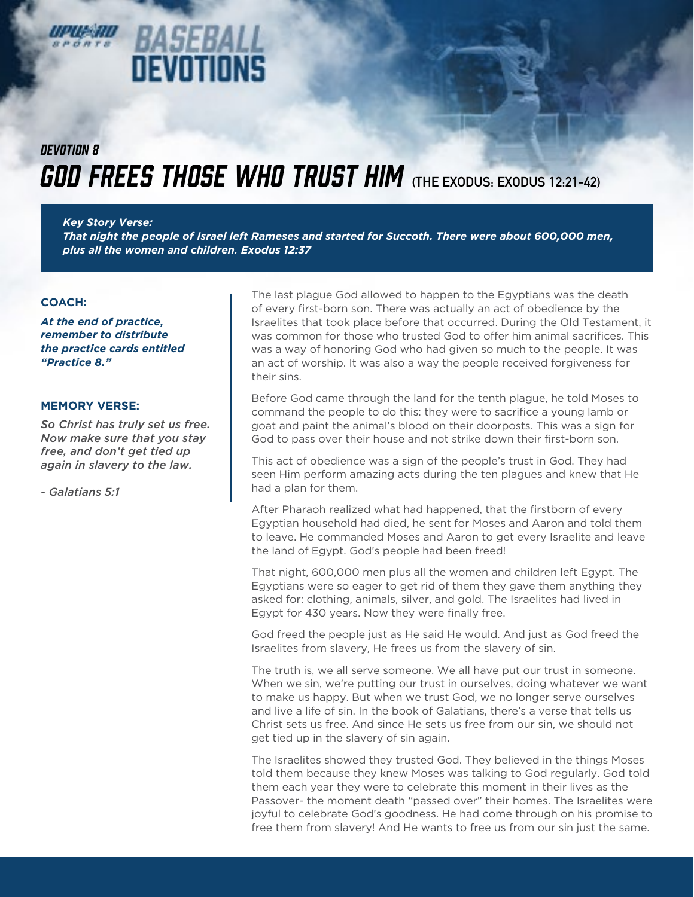# UPWARD SPORTS BASEBALL DEVOTIONS

## DEVOTION 8

# GOD FREES THOSE WHO TRUST HIM (THE EXODUS: EXODUS 12:21-42)

***Key Story Verse:***
***That night the people of Israel left Rameses and started for Succoth. There were about 600,000 men, plus all the women and children. Exodus 12:37***

**COACH:**

***At the end of practice, remember to distribute the practice cards entitled "Practice 8."***

**MEMORY VERSE:**

*So Christ has truly set us free. Now make sure that you stay free, and don't get tied up again in slavery to the law.*

*- Galatians 5:1*

The last plague God allowed to happen to the Egyptians was the death of every first-born son. There was actually an act of obedience by the Israelites that took place before that occurred. During the Old Testament, it was common for those who trusted God to offer him animal sacrifices. This was a way of honoring God who had given so much to the people. It was an act of worship. It was also a way the people received forgiveness for their sins.

Before God came through the land for the tenth plague, he told Moses to command the people to do this: they were to sacrifice a young lamb or goat and paint the animal's blood on their doorposts. This was a sign for God to pass over their house and not strike down their first-born son.

This act of obedience was a sign of the people's trust in God. They had seen Him perform amazing acts during the ten plagues and knew that He had a plan for them.

After Pharaoh realized what had happened, that the firstborn of every Egyptian household had died, he sent for Moses and Aaron and told them to leave. He commanded Moses and Aaron to get every Israelite and leave the land of Egypt. God's people had been freed!

That night, 600,000 men plus all the women and children left Egypt. The Egyptians were so eager to get rid of them they gave them anything they asked for: clothing, animals, silver, and gold. The Israelites had lived in Egypt for 430 years. Now they were finally free.

God freed the people just as He said He would. And just as God freed the Israelites from slavery, He frees us from the slavery of sin.

The truth is, we all serve someone. We all have put our trust in someone. When we sin, we're putting our trust in ourselves, doing whatever we want to make us happy. But when we trust God, we no longer serve ourselves and live a life of sin. In the book of Galatians, there's a verse that tells us Christ sets us free. And since He sets us free from our sin, we should not get tied up in the slavery of sin again.

The Israelites showed they trusted God. They believed in the things Moses told them because they knew Moses was talking to God regularly. God told them each year they were to celebrate this moment in their lives as the Passover- the moment death "passed over" their homes. The Israelites were joyful to celebrate God's goodness. He had come through on his promise to free them from slavery! And He wants to free us from our sin just the same.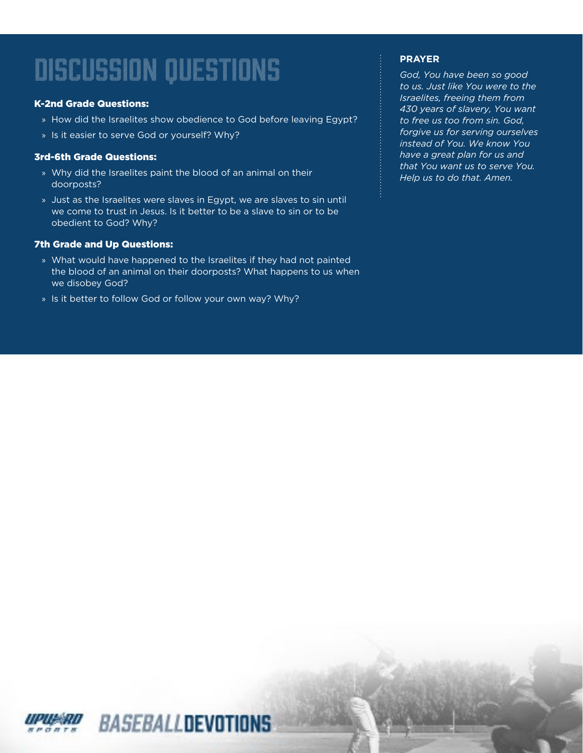# DISCUSSION QUESTIONS

### K-2nd Grade Questions:

- How did the Israelites show obedience to God before leaving Egypt?
- Is it easier to serve God or yourself? Why?

### 3rd-6th Grade Questions:

- Why did the Israelites paint the blood of an animal on their doorposts?
- Just as the Israelites were slaves in Egypt, we are slaves to sin until we come to trust in Jesus. Is it better to be a slave to sin or to be obedient to God? Why?

### 7th Grade and Up Questions:

- What would have happened to the Israelites if they had not painted the blood of an animal on their doorposts? What happens to us when we disobey God?
- Is it better to follow God or follow your own way? Why?

### PRAYER

*God, You have been so good to us. Just like You were to the Israelites, freeing them from 430 years of slavery, You want to free us too from sin. God, forgive us for serving ourselves instead of You. We know You have a great plan for us and that You want us to serve You. Help us to do that. Amen.*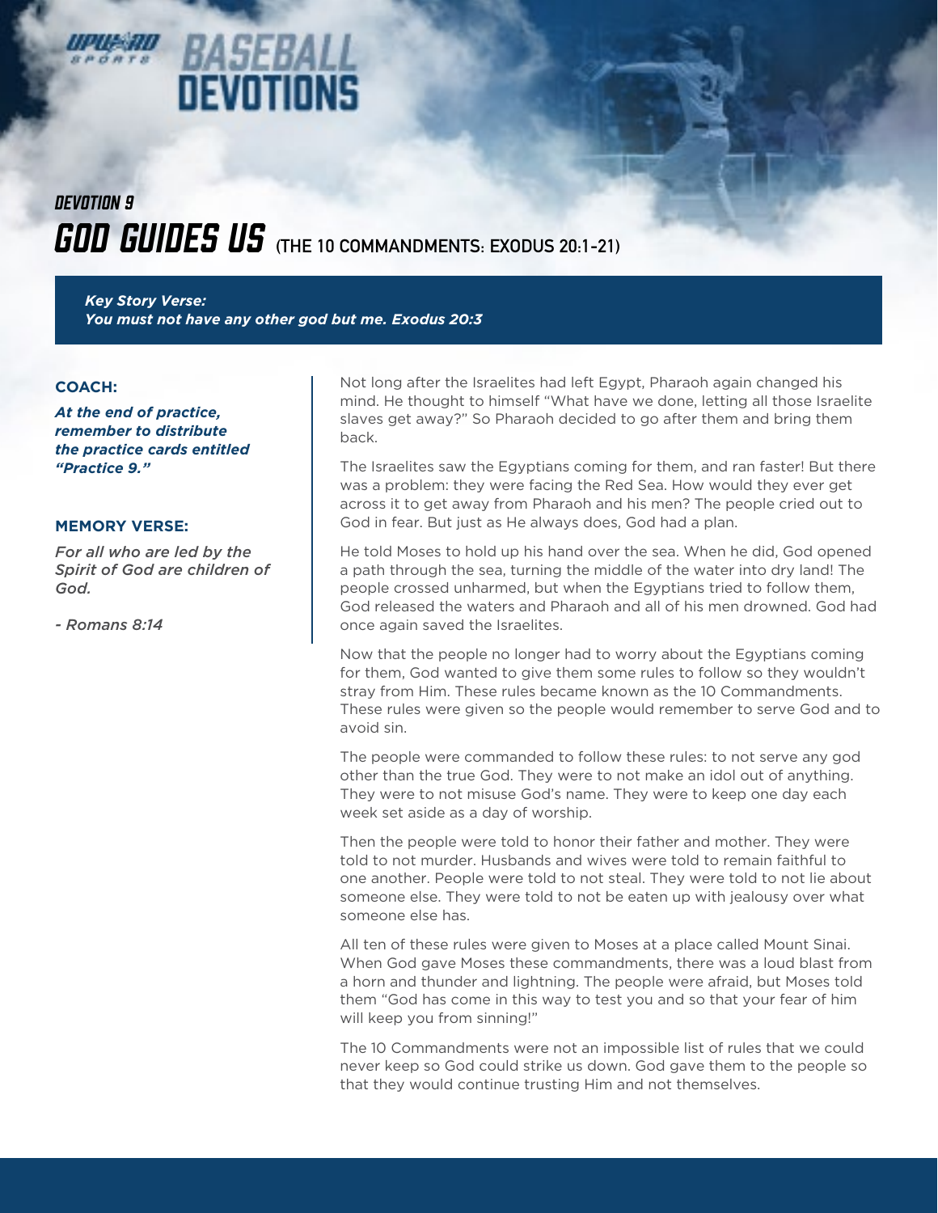# BASEBALL DEVOTIONS

## DEVOTION 9

# GOD GUIDES US (THE 10 COMMANDMENTS: EXODUS 20:1-21)

***Key Story Verse:***
***You must not have any other god but me. Exodus 20:3***

**COACH:**

***At the end of practice, remember to distribute the practice cards entitled "Practice 9."***

**MEMORY VERSE:**

*For all who are led by the Spirit of God are children of God.*

*- Romans 8:14*

Not long after the Israelites had left Egypt, Pharaoh again changed his mind. He thought to himself "What have we done, letting all those Israelite slaves get away?" So Pharaoh decided to go after them and bring them back.

The Israelites saw the Egyptians coming for them, and ran faster! But there was a problem: they were facing the Red Sea. How would they ever get across it to get away from Pharaoh and his men? The people cried out to God in fear. But just as He always does, God had a plan.

He told Moses to hold up his hand over the sea. When he did, God opened a path through the sea, turning the middle of the water into dry land! The people crossed unharmed, but when the Egyptians tried to follow them, God released the waters and Pharaoh and all of his men drowned. God had once again saved the Israelites.

Now that the people no longer had to worry about the Egyptians coming for them, God wanted to give them some rules to follow so they wouldn't stray from Him. These rules became known as the 10 Commandments. These rules were given so the people would remember to serve God and to avoid sin.

The people were commanded to follow these rules: to not serve any god other than the true God. They were to not make an idol out of anything. They were to not misuse God's name. They were to keep one day each week set aside as a day of worship.

Then the people were told to honor their father and mother. They were told to not murder. Husbands and wives were told to remain faithful to one another. People were told to not steal. They were told to not lie about someone else. They were told to not be eaten up with jealousy over what someone else has.

All ten of these rules were given to Moses at a place called Mount Sinai. When God gave Moses these commandments, there was a loud blast from a horn and thunder and lightning. The people were afraid, but Moses told them "God has come in this way to test you and so that your fear of him will keep you from sinning!"

The 10 Commandments were not an impossible list of rules that we could never keep so God could strike us down. God gave them to the people so that they would continue trusting Him and not themselves.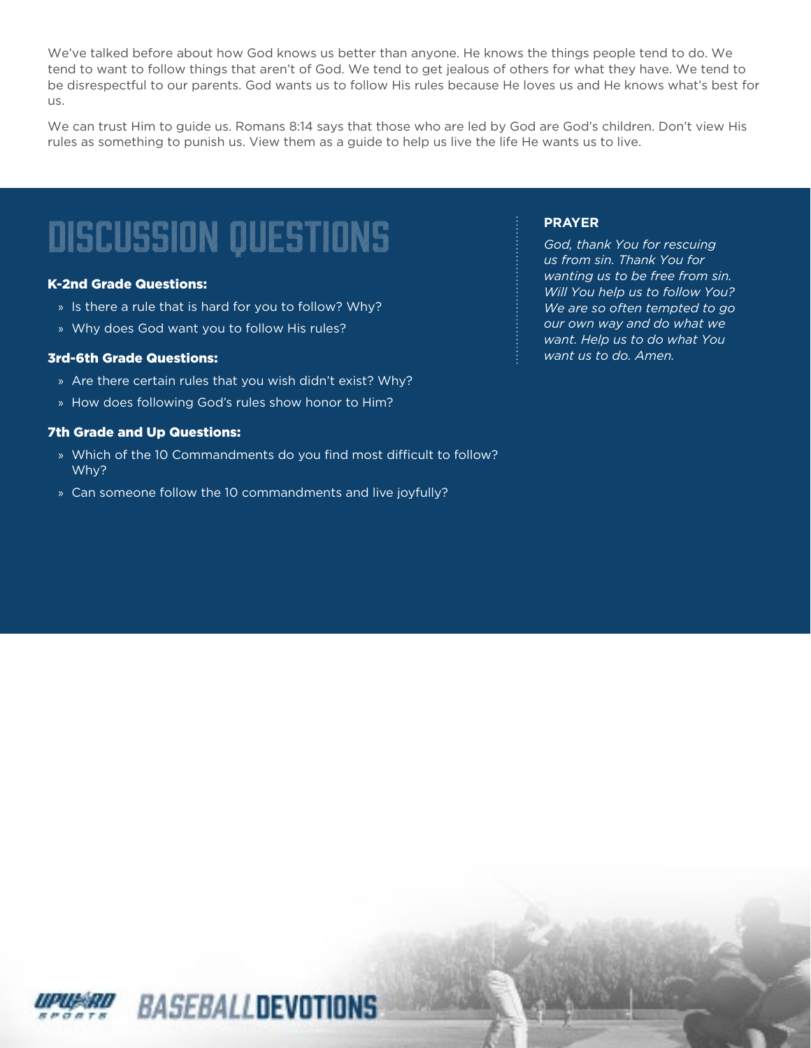We've talked before about how God knows us better than anyone. He knows the things people tend to do. We tend to want to follow things that aren't of God. We tend to get jealous of others for what they have. We tend to be disrespectful to our parents. God wants us to follow His rules because He loves us and He knows what's best for us.

We can trust Him to guide us. Romans 8:14 says that those who are led by God are God's children. Don't view His rules as something to punish us. View them as a guide to help us live the life He wants us to live.

# DISCUSSION QUESTIONS

### K-2nd Grade Questions:

- Is there a rule that is hard for you to follow? Why?
- Why does God want you to follow His rules?

### 3rd-6th Grade Questions:

- Are there certain rules that you wish didn't exist? Why?
- How does following God's rules show honor to Him?

### 7th Grade and Up Questions:

- Which of the 10 Commandments do you find most difficult to follow? Why?
- Can someone follow the 10 commandments and live joyfully?

**PRAYER**

*God, thank You for rescuing us from sin. Thank You for wanting us to be free from sin. Will You help us to follow You? We are so often tempted to go our own way and do what we want. Help us to do what You want us to do. Amen.*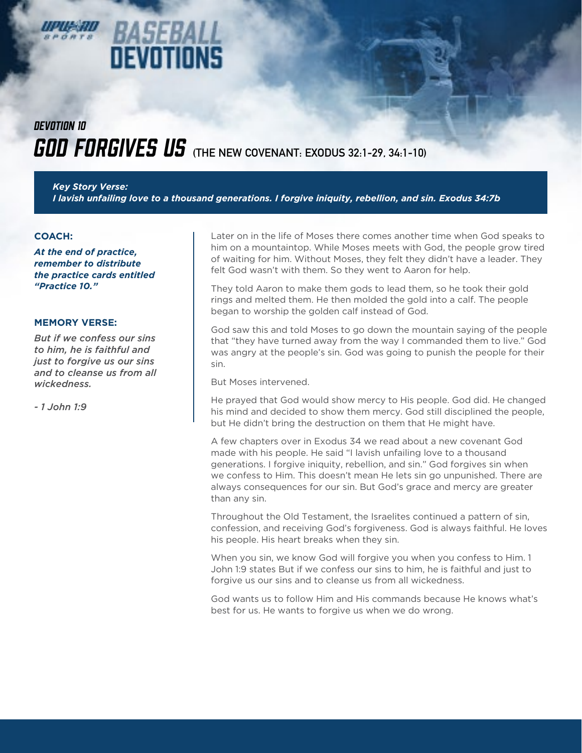# BASEBALL DEVOTIONS

## DEVOTION 10

# GOD FORGIVES US (THE NEW COVENANT: EXODUS 32:1-29, 34:1-10)

***Key Story Verse:***
***I lavish unfailing love to a thousand generations. I forgive iniquity, rebellion, and sin. Exodus 34:7b***

**COACH:**

***At the end of practice, remember to distribute the practice cards entitled "Practice 10."***

**MEMORY VERSE:**

*But if we confess our sins to him, he is faithful and just to forgive us our sins and to cleanse us from all wickedness.*

*- 1 John 1:9*

Later on in the life of Moses there comes another time when God speaks to him on a mountaintop. While Moses meets with God, the people grow tired of waiting for him. Without Moses, they felt they didn't have a leader. They felt God wasn't with them. So they went to Aaron for help.

They told Aaron to make them gods to lead them, so he took their gold rings and melted them. He then molded the gold into a calf. The people began to worship the golden calf instead of God.

God saw this and told Moses to go down the mountain saying of the people that "they have turned away from the way I commanded them to live." God was angry at the people's sin. God was going to punish the people for their sin.

But Moses intervened.

He prayed that God would show mercy to His people. God did. He changed his mind and decided to show them mercy. God still disciplined the people, but He didn't bring the destruction on them that He might have.

A few chapters over in Exodus 34 we read about a new covenant God made with his people. He said "I lavish unfailing love to a thousand generations. I forgive iniquity, rebellion, and sin." God forgives sin when we confess to Him. This doesn't mean He lets sin go unpunished. There are always consequences for our sin. But God's grace and mercy are greater than any sin.

Throughout the Old Testament, the Israelites continued a pattern of sin, confession, and receiving God's forgiveness. God is always faithful. He loves his people. His heart breaks when they sin.

When you sin, we know God will forgive you when you confess to Him. 1 John 1:9 states But if we confess our sins to him, he is faithful and just to forgive us our sins and to cleanse us from all wickedness.

God wants us to follow Him and His commands because He knows what's best for us. He wants to forgive us when we do wrong.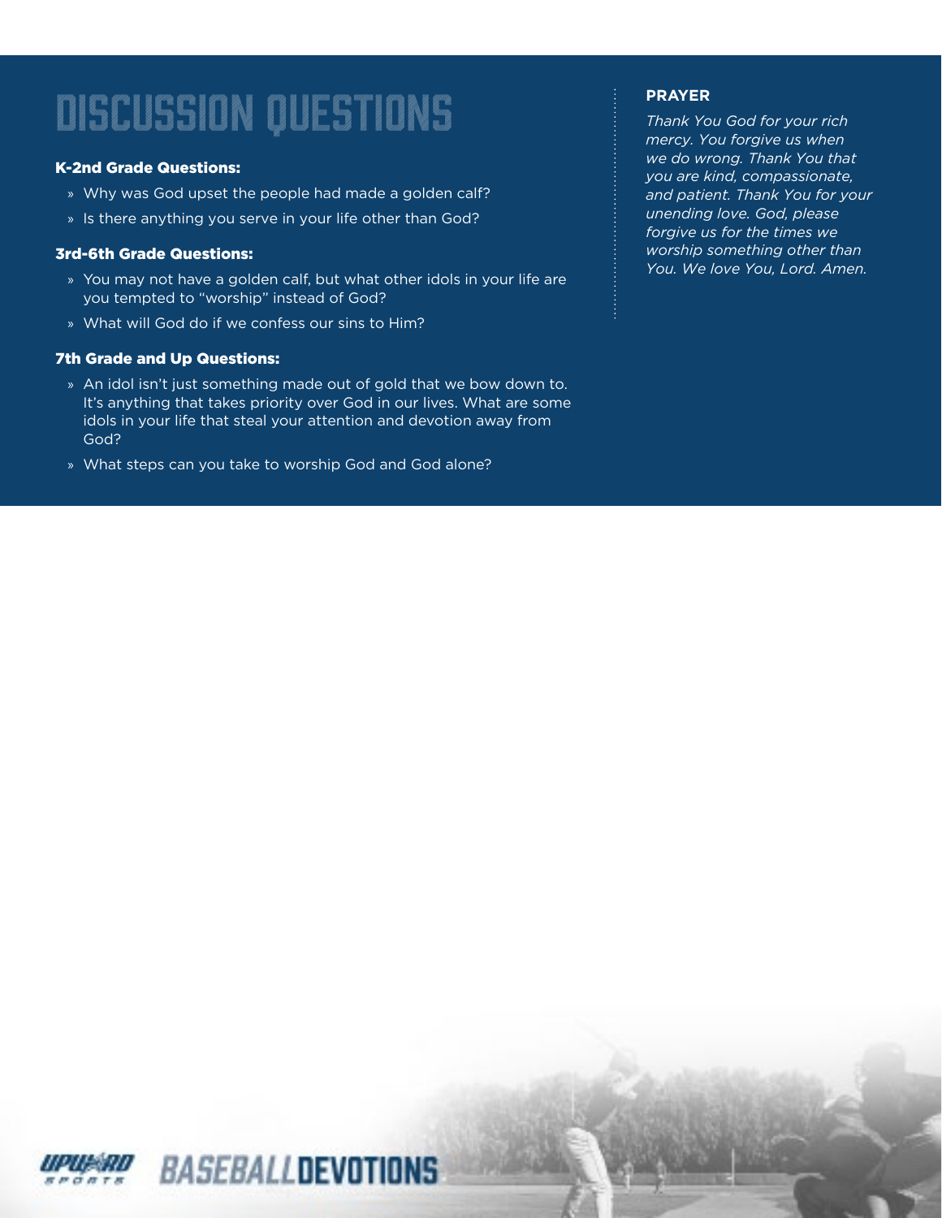# DISCUSSION QUESTIONS

### K-2nd Grade Questions:

- Why was God upset the people had made a golden calf?
- Is there anything you serve in your life other than God?

### 3rd-6th Grade Questions:

- You may not have a golden calf, but what other idols in your life are you tempted to "worship" instead of God?
- What will God do if we confess our sins to Him?

### 7th Grade and Up Questions:

- An idol isn't just something made out of gold that we bow down to. It's anything that takes priority over God in our lives. What are some idols in your life that steal your attention and devotion away from God?
- What steps can you take to worship God and God alone?

**PRAYER**

*Thank You God for your rich mercy. You forgive us when we do wrong. Thank You that you are kind, compassionate, and patient. Thank You for your unending love. God, please forgive us for the times we worship something other than You. We love You, Lord. Amen.*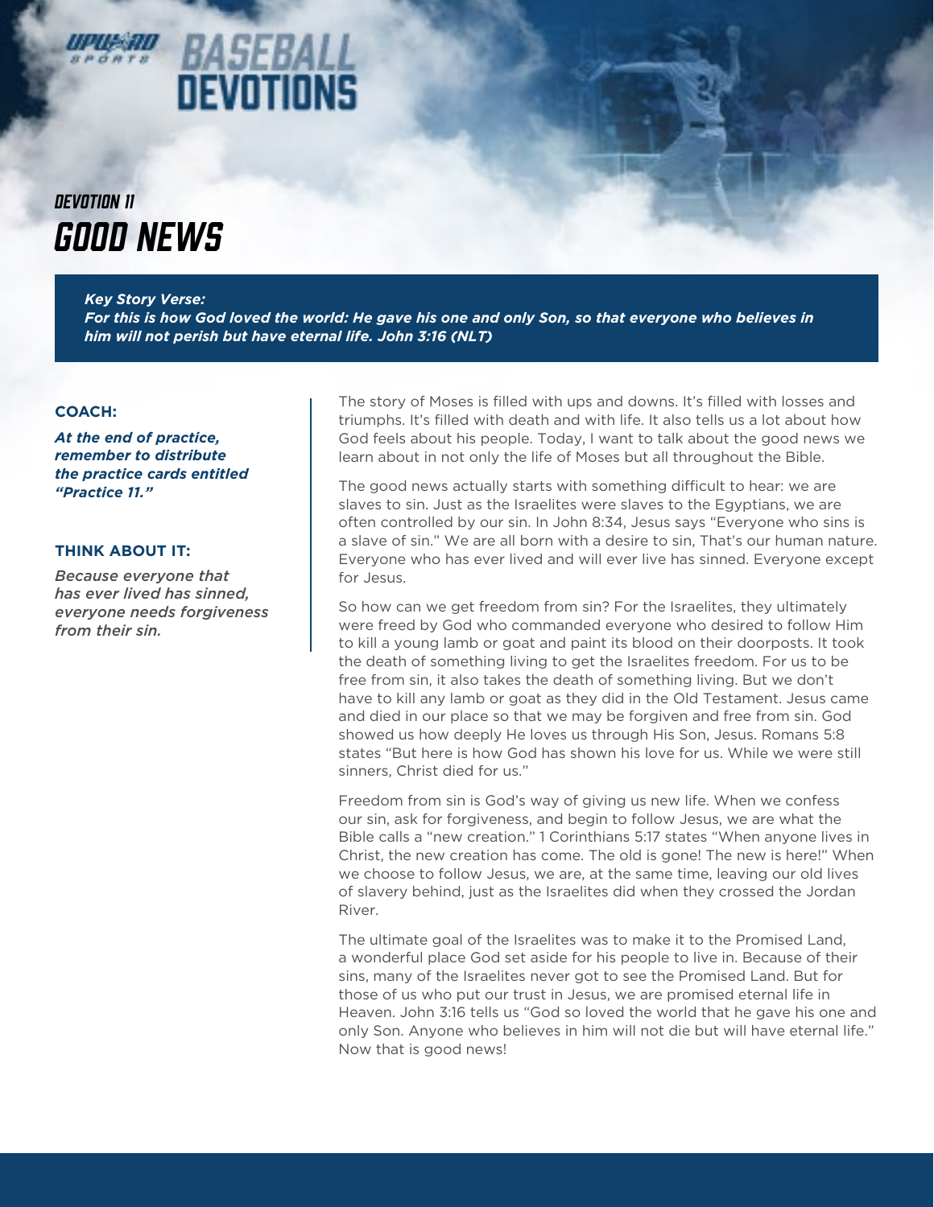# BASEBALL DEVOTIONS

## DEVOTION 11

# GOOD NEWS

***Key Story Verse:***
***For this is how God loved the world: He gave his one and only Son, so that everyone who believes in him will not perish but have eternal life. John 3:16 (NLT)***

**COACH:**

***At the end of practice, remember to distribute the practice cards entitled "Practice 11."***

**THINK ABOUT IT:**

*Because everyone that has ever lived has sinned, everyone needs forgiveness from their sin.*

The story of Moses is filled with ups and downs. It's filled with losses and triumphs. It's filled with death and with life. It also tells us a lot about how God feels about his people. Today, I want to talk about the good news we learn about in not only the life of Moses but all throughout the Bible.

The good news actually starts with something difficult to hear: we are slaves to sin. Just as the Israelites were slaves to the Egyptians, we are often controlled by our sin. In John 8:34, Jesus says "Everyone who sins is a slave of sin." We are all born with a desire to sin, That's our human nature. Everyone who has ever lived and will ever live has sinned. Everyone except for Jesus.

So how can we get freedom from sin? For the Israelites, they ultimately were freed by God who commanded everyone who desired to follow Him to kill a young lamb or goat and paint its blood on their doorposts. It took the death of something living to get the Israelites freedom. For us to be free from sin, it also takes the death of something living. But we don't have to kill any lamb or goat as they did in the Old Testament. Jesus came and died in our place so that we may be forgiven and free from sin. God showed us how deeply He loves us through His Son, Jesus. Romans 5:8 states "But here is how God has shown his love for us. While we were still sinners, Christ died for us."

Freedom from sin is God's way of giving us new life. When we confess our sin, ask for forgiveness, and begin to follow Jesus, we are what the Bible calls a "new creation." 1 Corinthians 5:17 states "When anyone lives in Christ, the new creation has come. The old is gone! The new is here!" When we choose to follow Jesus, we are, at the same time, leaving our old lives of slavery behind, just as the Israelites did when they crossed the Jordan River.

The ultimate goal of the Israelites was to make it to the Promised Land, a wonderful place God set aside for his people to live in. Because of their sins, many of the Israelites never got to see the Promised Land. But for those of us who put our trust in Jesus, we are promised eternal life in Heaven. John 3:16 tells us "God so loved the world that he gave his one and only Son. Anyone who believes in him will not die but will have eternal life." Now that is good news!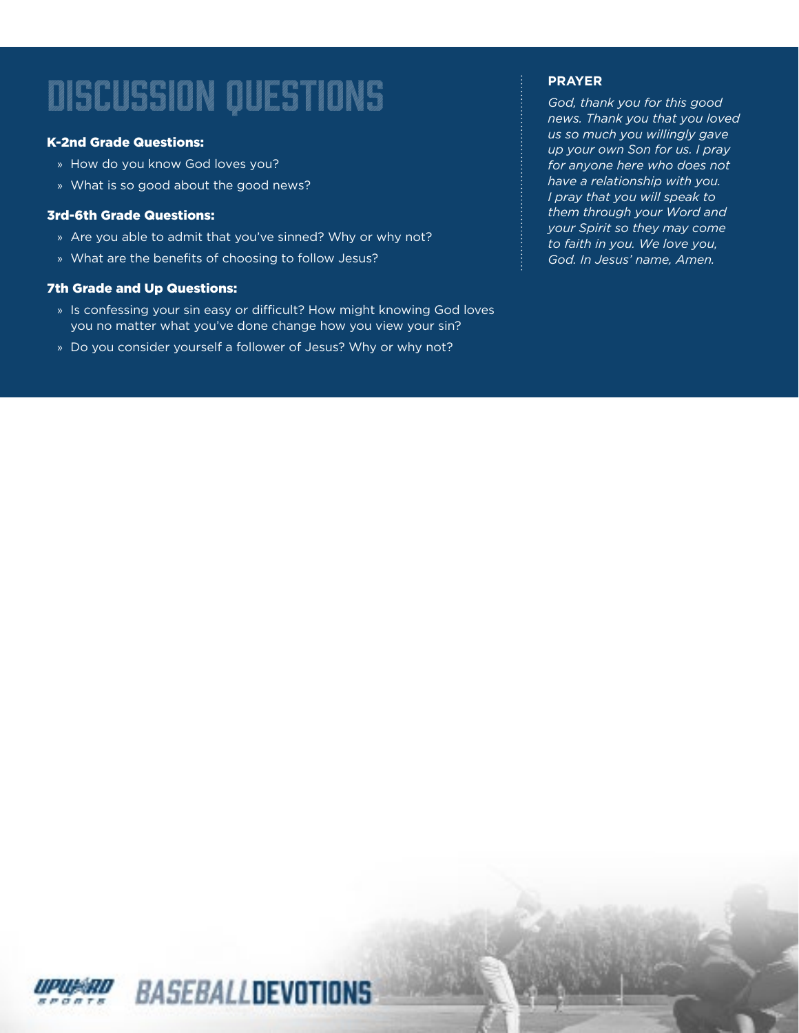# DISCUSSION QUESTIONS

### K-2nd Grade Questions:

- How do you know God loves you?
- What is so good about the good news?

### 3rd-6th Grade Questions:

- Are you able to admit that you've sinned? Why or why not?
- What are the benefits of choosing to follow Jesus?

### 7th Grade and Up Questions:

- Is confessing your sin easy or difficult? How might knowing God loves you no matter what you've done change how you view your sin?
- Do you consider yourself a follower of Jesus? Why or why not?

**PRAYER**

*God, thank you for this good news. Thank you that you loved us so much you willingly gave up your own Son for us. I pray for anyone here who does not have a relationship with you. I pray that you will speak to them through your Word and your Spirit so they may come to faith in you. We love you, God. In Jesus' name, Amen.*